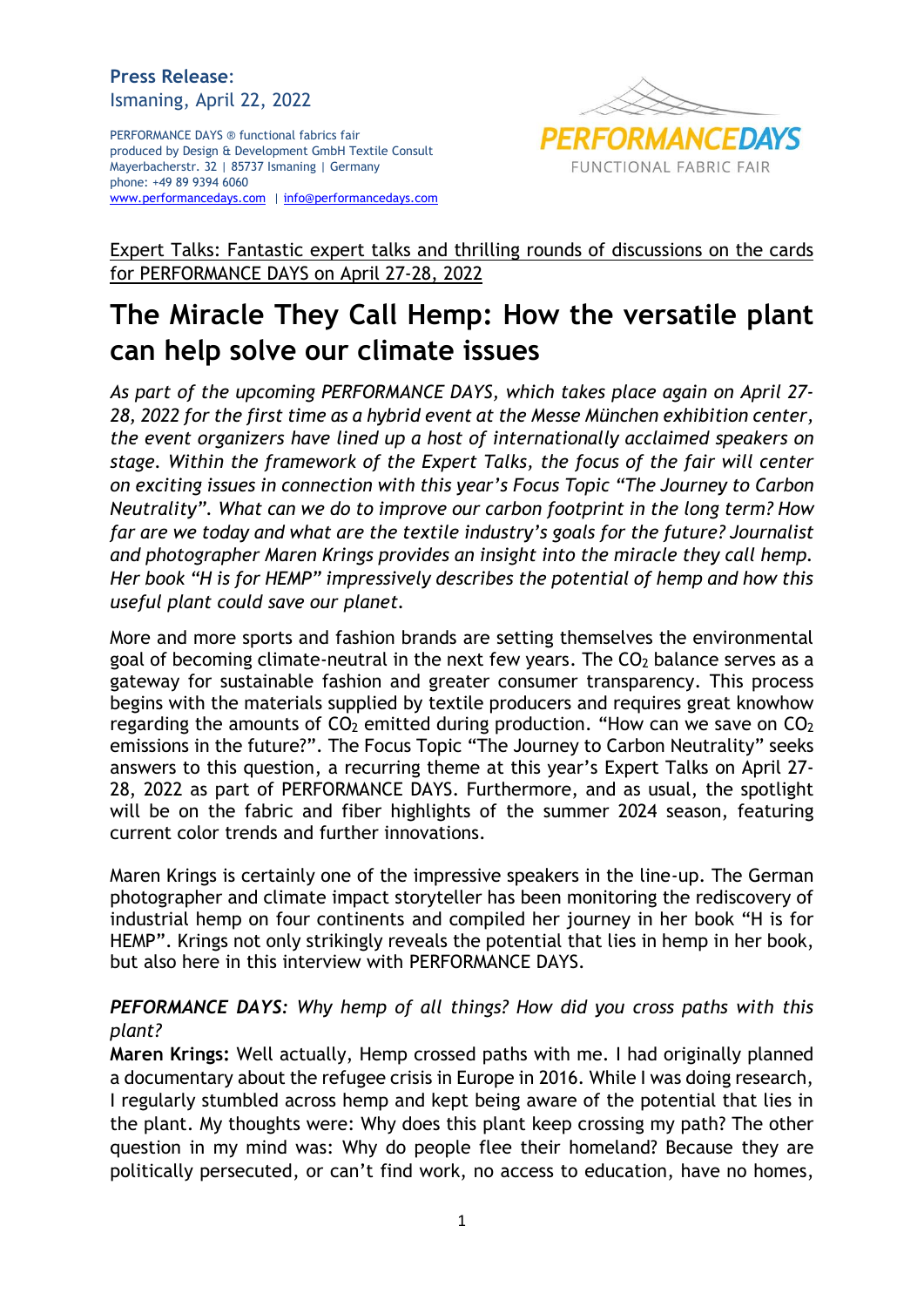**Press Release:**
Ismaning, April 22, 2022

PERFORMANCE DAYS ® functional fabrics fair
produced by Design & Development GmbH Textile Consult
Mayerbacherstr. 32 | 85737 Ismaning | Germany
phone: +49 89 9394 6060
www.performancedays.com | info@performancedays.com

PERFORMANCEDAYS
FUNCTIONAL FABRIC FAIR

Expert Talks: Fantastic expert talks and thrilling rounds of discussions on the cards for PERFORMANCE DAYS on April 27-28, 2022

# The Miracle They Call Hemp: How the versatile plant can help solve our climate issues

*As part of the upcoming PERFORMANCE DAYS, which takes place again on April 27-28, 2022 for the first time as a hybrid event at the Messe München exhibition center, the event organizers have lined up a host of internationally acclaimed speakers on stage. Within the framework of the Expert Talks, the focus of the fair will center on exciting issues in connection with this year's Focus Topic "The Journey to Carbon Neutrality". What can we do to improve our carbon footprint in the long term? How far are we today and what are the textile industry's goals for the future? Journalist and photographer Maren Krings provides an insight into the miracle they call hemp. Her book "H is for HEMP" impressively describes the potential of hemp and how this useful plant could save our planet.*

More and more sports and fashion brands are setting themselves the environmental goal of becoming climate-neutral in the next few years. The $CO_2$ balance serves as a gateway for sustainable fashion and greater consumer transparency. This process begins with the materials supplied by textile producers and requires great knowhow regarding the amounts of $CO_2$ emitted during production. "How can we save on $CO_2$ emissions in the future?". The Focus Topic "The Journey to Carbon Neutrality" seeks answers to this question, a recurring theme at this year's Expert Talks on April 27-28, 2022 as part of PERFORMANCE DAYS. Furthermore, and as usual, the spotlight will be on the fabric and fiber highlights of the summer 2024 season, featuring current color trends and further innovations.

Maren Krings is certainly one of the impressive speakers in the line-up. The German photographer and climate impact storyteller has been monitoring the rediscovery of industrial hemp on four continents and compiled her journey in her book "H is for HEMP". Krings not only strikingly reveals the potential that lies in hemp in her book, but also here in this interview with PERFORMANCE DAYS.

***PEFORMANCE DAYS:** Why hemp of all things? How did you cross paths with this plant?*
**Maren Krings:** Well actually, Hemp crossed paths with me. I had originally planned a documentary about the refugee crisis in Europe in 2016. While I was doing research, I regularly stumbled across hemp and kept being aware of the potential that lies in the plant. My thoughts were: Why does this plant keep crossing my path? The other question in my mind was: Why do people flee their homeland? Because they are politically persecuted, or can't find work, no access to education, have no homes,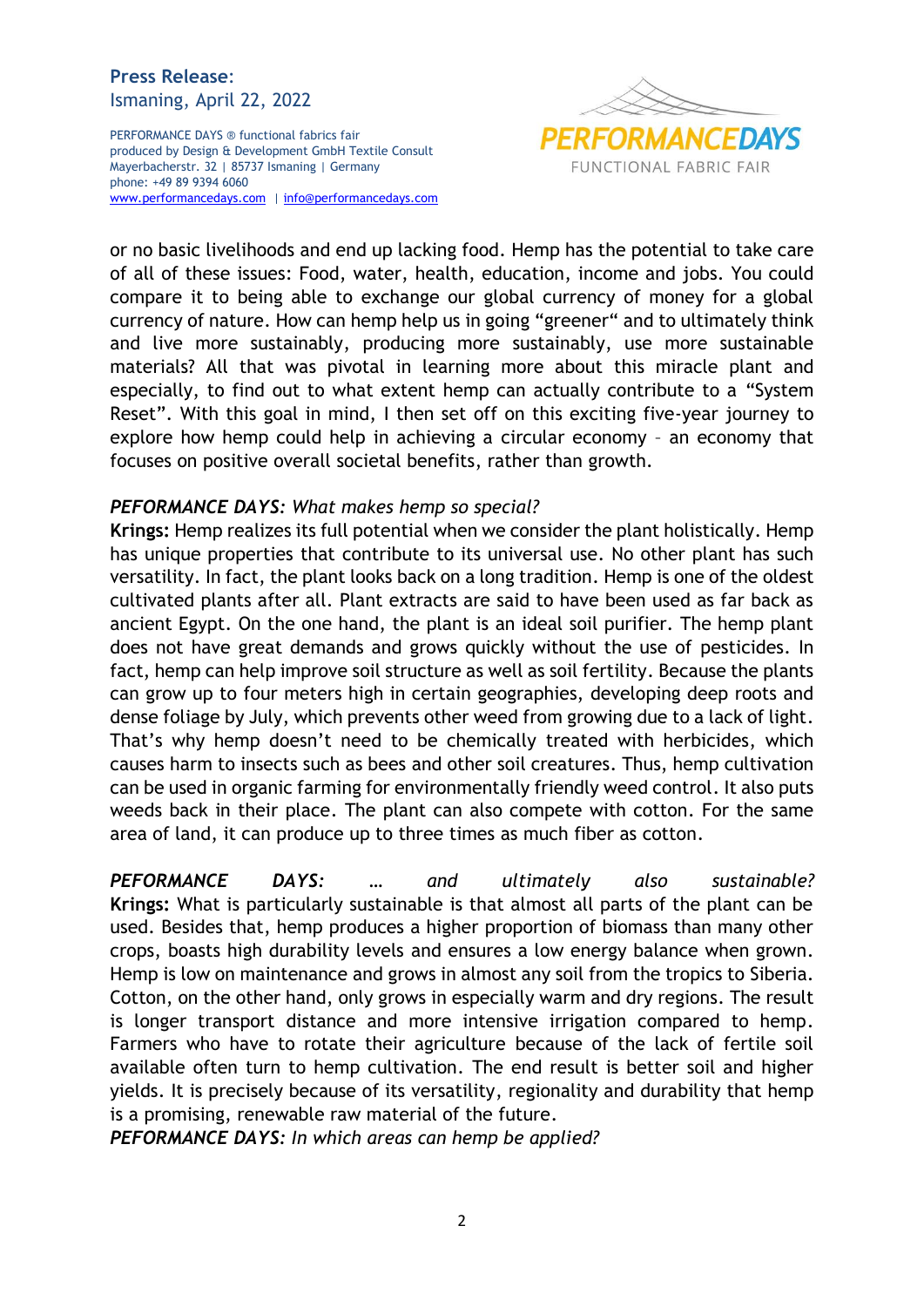or no basic livelihoods and end up lacking food. Hemp has the potential to take care of all of these issues: Food, water, health, education, income and jobs. You could compare it to being able to exchange our global currency of money for a global currency of nature. How can hemp help us in going "greener" and to ultimately think and live more sustainably, producing more sustainably, use more sustainable materials? All that was pivotal in learning more about this miracle plant and especially, to find out to what extent hemp can actually contribute to a "System Reset". With this goal in mind, I then set off on this exciting five-year journey to explore how hemp could help in achieving a circular economy – an economy that focuses on positive overall societal benefits, rather than growth.

***PEFORMANCE DAYS:*** *What makes hemp so special?*
**Krings:** Hemp realizes its full potential when we consider the plant holistically. Hemp has unique properties that contribute to its universal use. No other plant has such versatility. In fact, the plant looks back on a long tradition. Hemp is one of the oldest cultivated plants after all. Plant extracts are said to have been used as far back as ancient Egypt. On the one hand, the plant is an ideal soil purifier. The hemp plant does not have great demands and grows quickly without the use of pesticides. In fact, hemp can help improve soil structure as well as soil fertility. Because the plants can grow up to four meters high in certain geographies, developing deep roots and dense foliage by July, which prevents other weed from growing due to a lack of light. That's why hemp doesn't need to be chemically treated with herbicides, which causes harm to insects such as bees and other soil creatures. Thus, hemp cultivation can be used in organic farming for environmentally friendly weed control. It also puts weeds back in their place. The plant can also compete with cotton. For the same area of land, it can produce up to three times as much fiber as cotton.

***PEFORMANCE DAYS:*** *… and ultimately also sustainable?*
**Krings:** What is particularly sustainable is that almost all parts of the plant can be used. Besides that, hemp produces a higher proportion of biomass than many other crops, boasts high durability levels and ensures a low energy balance when grown. Hemp is low on maintenance and grows in almost any soil from the tropics to Siberia. Cotton, on the other hand, only grows in especially warm and dry regions. The result is longer transport distance and more intensive irrigation compared to hemp. Farmers who have to rotate their agriculture because of the lack of fertile soil available often turn to hemp cultivation. The end result is better soil and higher yields. It is precisely because of its versatility, regionality and durability that hemp is a promising, renewable raw material of the future.
***PEFORMANCE DAYS:*** *In which areas can hemp be applied?*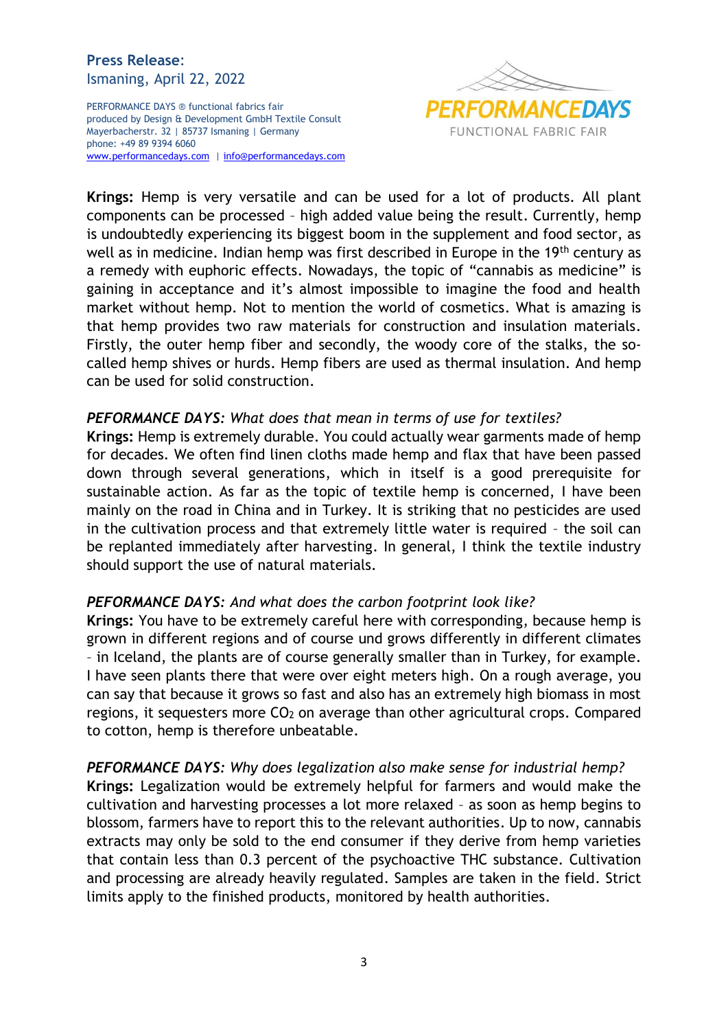**Krings:** Hemp is very versatile and can be used for a lot of products. All plant components can be processed – high added value being the result. Currently, hemp is undoubtedly experiencing its biggest boom in the supplement and food sector, as well as in medicine. Indian hemp was first described in Europe in the 19th century as a remedy with euphoric effects. Nowadays, the topic of "cannabis as medicine" is gaining in acceptance and it's almost impossible to imagine the food and health market without hemp. Not to mention the world of cosmetics. What is amazing is that hemp provides two raw materials for construction and insulation materials. Firstly, the outer hemp fiber and secondly, the woody core of the stalks, the so-called hemp shives or hurds. Hemp fibers are used as thermal insulation. And hemp can be used for solid construction.

*PEFORMANCE DAYS: What does that mean in terms of use for textiles?*
**Krings:** Hemp is extremely durable. You could actually wear garments made of hemp for decades. We often find linen cloths made hemp and flax that have been passed down through several generations, which in itself is a good prerequisite for sustainable action. As far as the topic of textile hemp is concerned, I have been mainly on the road in China and in Turkey. It is striking that no pesticides are used in the cultivation process and that extremely little water is required – the soil can be replanted immediately after harvesting. In general, I think the textile industry should support the use of natural materials.

*PEFORMANCE DAYS: And what does the carbon footprint look like?*
**Krings:** You have to be extremely careful here with corresponding, because hemp is grown in different regions and of course und grows differently in different climates – in Iceland, the plants are of course generally smaller than in Turkey, for example. I have seen plants there that were over eight meters high. On a rough average, you can say that because it grows so fast and also has an extremely high biomass in most regions, it sequesters more $CO_2$ on average than other agricultural crops. Compared to cotton, hemp is therefore unbeatable.

*PEFORMANCE DAYS: Why does legalization also make sense for industrial hemp?*
**Krings:** Legalization would be extremely helpful for farmers and would make the cultivation and harvesting processes a lot more relaxed – as soon as hemp begins to blossom, farmers have to report this to the relevant authorities. Up to now, cannabis extracts may only be sold to the end consumer if they derive from hemp varieties that contain less than 0.3 percent of the psychoactive THC substance. Cultivation and processing are already heavily regulated. Samples are taken in the field. Strict limits apply to the finished products, monitored by health authorities.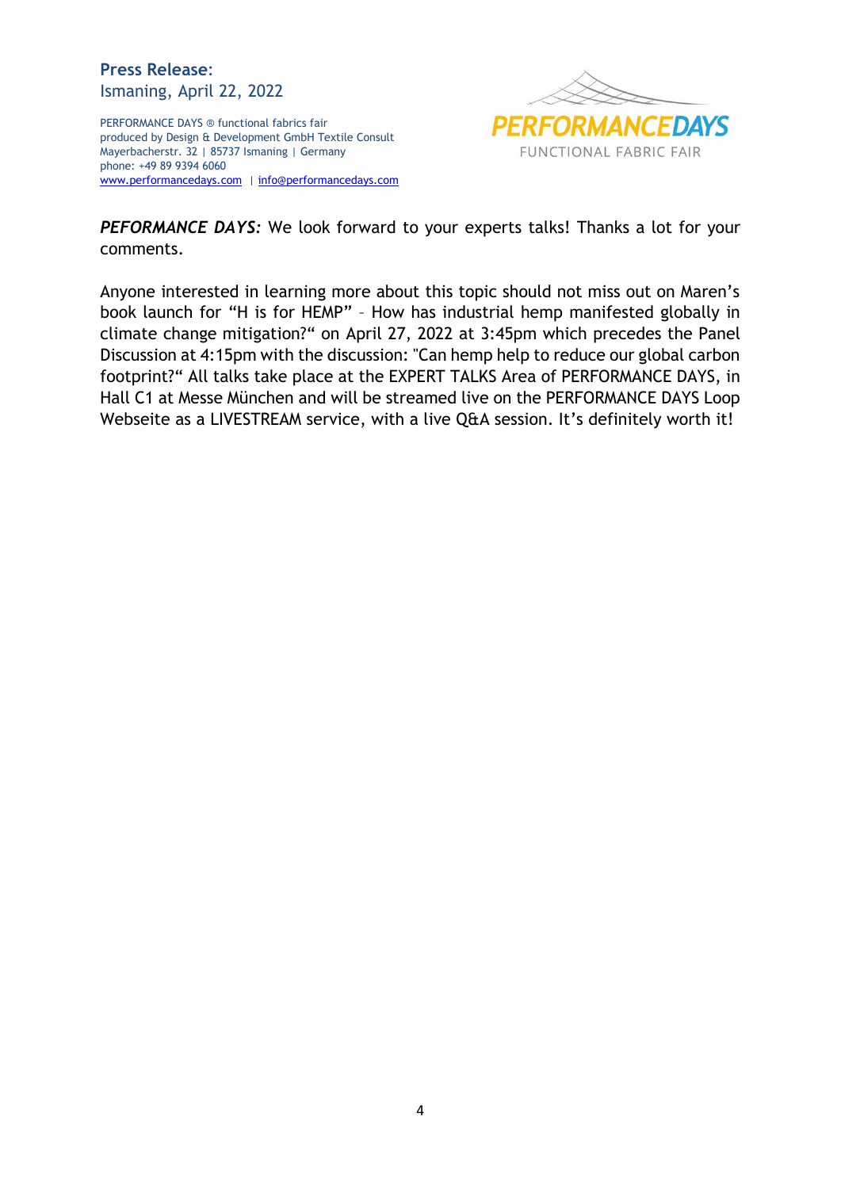**Press Release:**
Ismaning, April 22, 2022

PERFORMANCE DAYS ® functional fabrics fair
produced by Design & Development GmbH Textile Consult
Mayerbacherstr. 32 | 85737 Ismaning | Germany
phone: +49 89 9394 6060
www.performancedays.com | info@performancedays.com

PERFORMANCEDAYS
FUNCTIONAL FABRIC FAIR

***PEFORMANCE DAYS:*** We look forward to your experts talks! Thanks a lot for your comments.

Anyone interested in learning more about this topic should not miss out on Maren's book launch for "H is for HEMP" – How has industrial hemp manifested globally in climate change mitigation?" on April 27, 2022 at 3:45pm which precedes the Panel Discussion at 4:15pm with the discussion: "Can hemp help to reduce our global carbon footprint?" All talks take place at the EXPERT TALKS Area of PERFORMANCE DAYS, in Hall C1 at Messe München and will be streamed live on the PERFORMANCE DAYS Loop Webseite as a LIVESTREAM service, with a live Q&A session. It's definitely worth it!